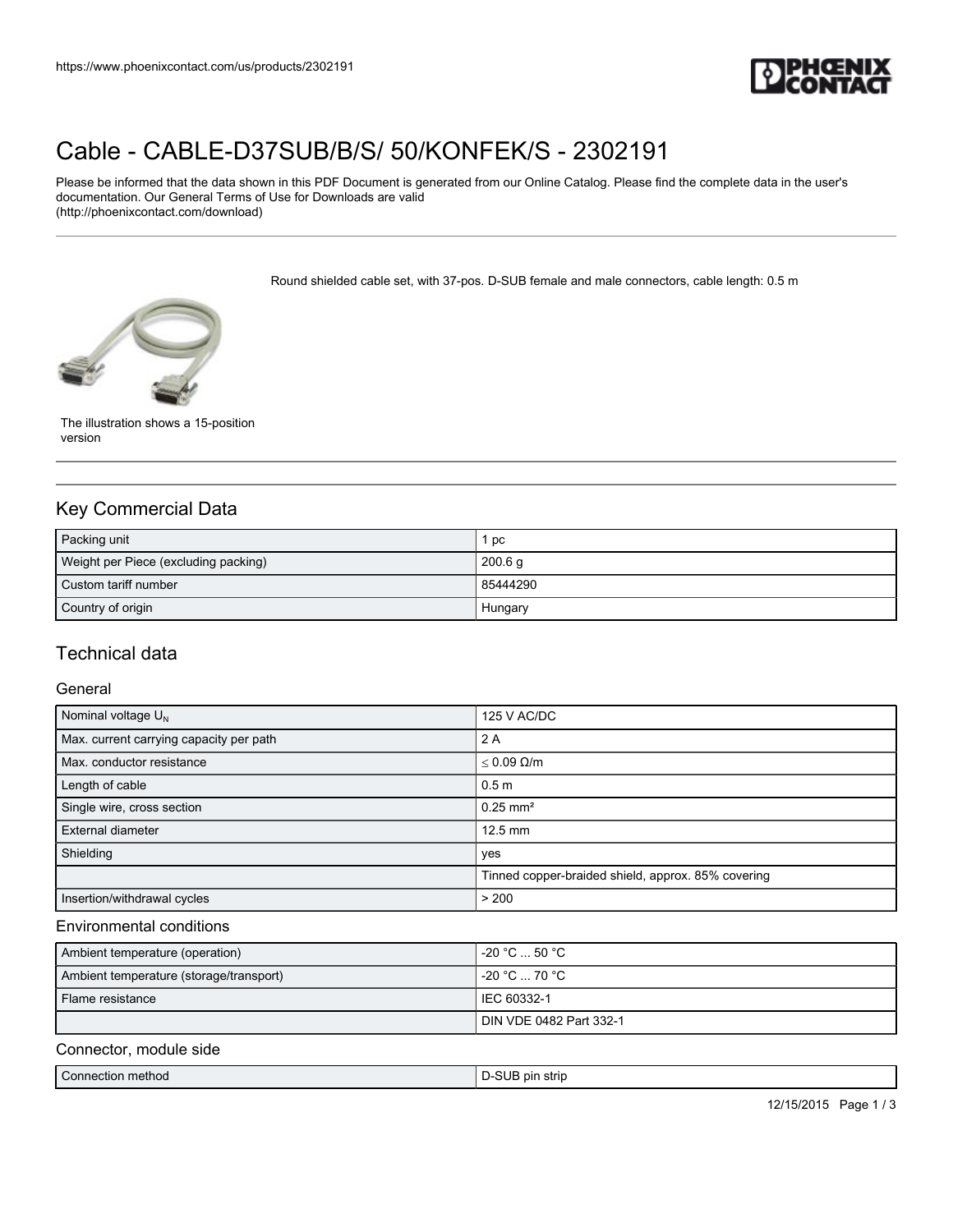# Cable - CABLE-D37SUB/B/S/ 50/KONFEK/S - 2302191

Please be informed that the data shown in this PDF Document is generated from our Online Catalog. Please find the complete data in the user's documentation. Our General Terms of Use for Downloads are valid (http://phoenixcontact.com/download)

Round shielded cable set, with 37-pos. D-SUB female and male connectors, cable length: 0.5 m

The illustration shows a 15-position version

## Key Commercial Data

| | |
|---|---|
| Packing unit | 1 pc |
| Weight per Piece (excluding packing) | 200.6 g |
| Custom tariff number | 85444290 |
| Country of origin | Hungary |

## Technical data

### General

| | |
|---|---|
| Nominal voltage $U_N$ | 125 V AC/DC |
| Max. current carrying capacity per path | 2 A |
| Max. conductor resistance | ≤ 0.09 Ω/m |
| Length of cable | 0.5 m |
| Single wire, cross section | 0.25 mm² |
| External diameter | 12.5 mm |
| Shielding | yes |
| | Tinned copper-braided shield, approx. 85% covering |
| Insertion/withdrawal cycles | > 200 |

### Environmental conditions

| | |
|---|---|
| Ambient temperature (operation) | -20 °C ... 50 °C |
| Ambient temperature (storage/transport) | -20 °C ... 70 °C |
| Flame resistance | IEC 60332-1 |
| | DIN VDE 0482 Part 332-1 |

### Connector, module side

| | |
|---|---|
| Connection method | D-SUB pin strip |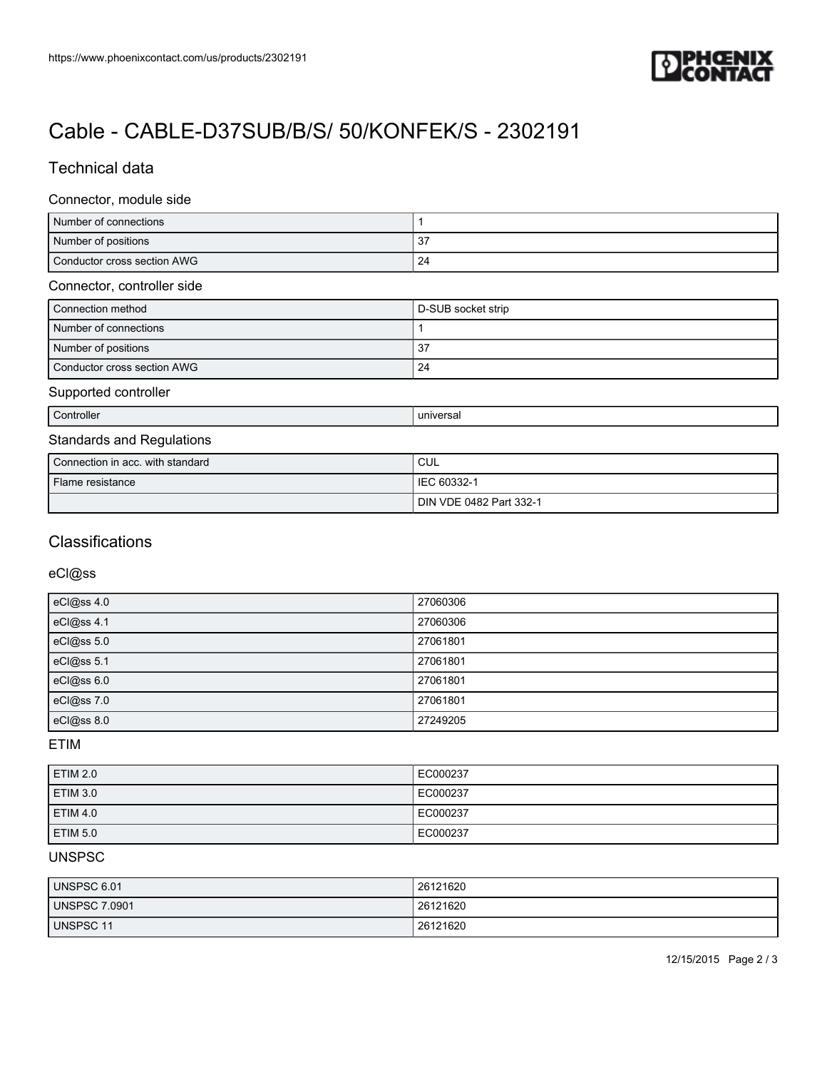# Cable - CABLE-D37SUB/B/S/ 50/KONFEK/S - 2302191

## Technical data

### Connector, module side

| | |
|---|---|
| Number of connections | 1 |
| Number of positions | 37 |
| Conductor cross section AWG | 24 |

### Connector, controller side

| | |
|---|---|
| Connection method | D-SUB socket strip |
| Number of connections | 1 |
| Number of positions | 37 |
| Conductor cross section AWG | 24 |

### Supported controller

| | |
|---|---|
| Controller | universal |

### Standards and Regulations

| | |
|---|---|
| Connection in acc. with standard | CUL |
| Flame resistance | IEC 60332-1 |
| | DIN VDE 0482 Part 332-1 |

## Classifications

### eCl@ss

| | |
|---|---|
| eCl@ss 4.0 | 27060306 |
| eCl@ss 4.1 | 27060306 |
| eCl@ss 5.0 | 27061801 |
| eCl@ss 5.1 | 27061801 |
| eCl@ss 6.0 | 27061801 |
| eCl@ss 7.0 | 27061801 |
| eCl@ss 8.0 | 27249205 |

### ETIM

| | |
|---|---|
| ETIM 2.0 | EC000237 |
| ETIM 3.0 | EC000237 |
| ETIM 4.0 | EC000237 |
| ETIM 5.0 | EC000237 |

### UNSPSC

| | |
|---|---|
| UNSPSC 6.01 | 26121620 |
| UNSPSC 7.0901 | 26121620 |
| UNSPSC 11 | 26121620 |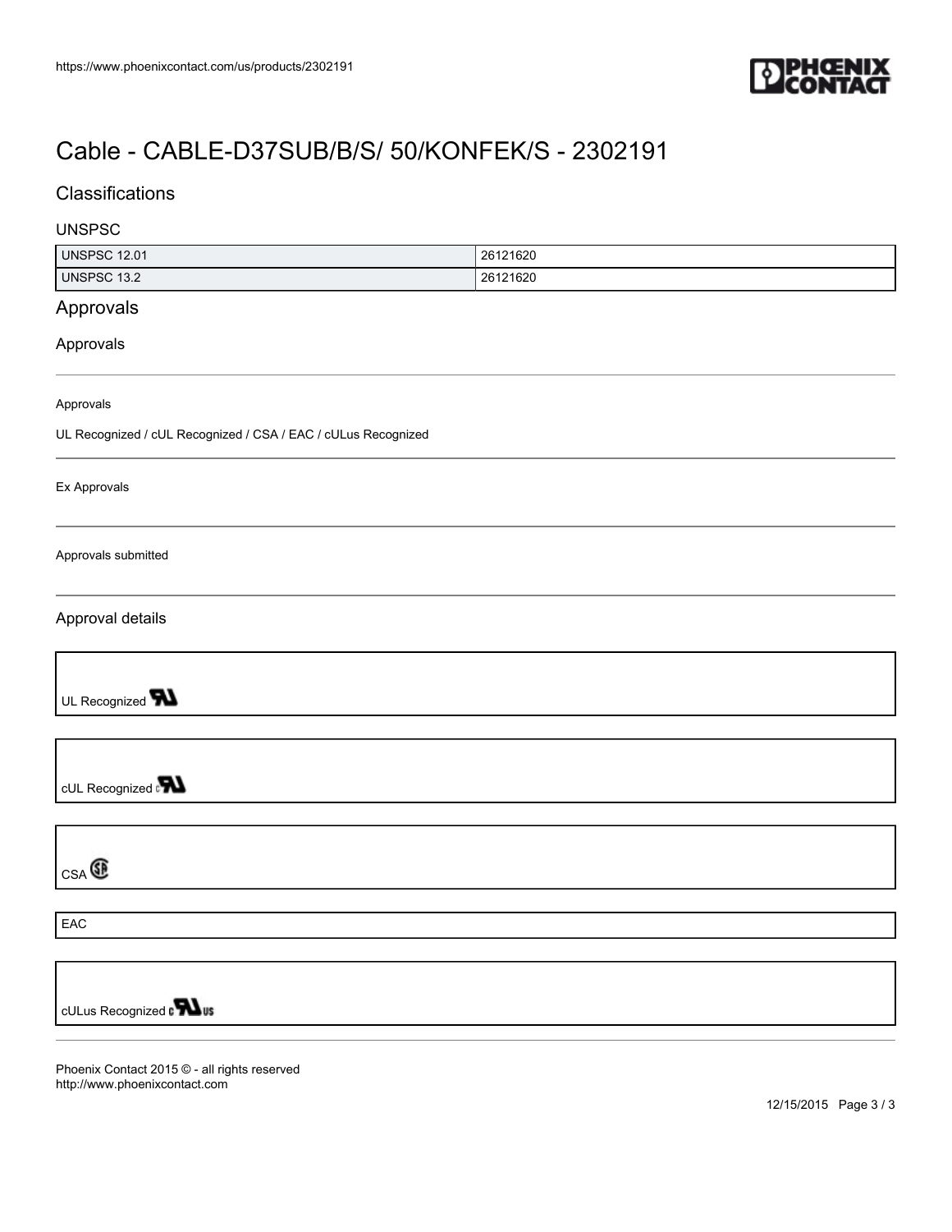# Cable - CABLE-D37SUB/B/S/ 50/KONFEK/S - 2302191

## Classifications

### UNSPSC

| | |
|---|---|
| UNSPSC 12.01 | 26121620 |
| UNSPSC 13.2 | 26121620 |

## Approvals

### Approvals

Approvals

UL Recognized / cUL Recognized / CSA / EAC / cULus Recognized

Ex Approvals

Approvals submitted

### Approval details

UL Recognized

cUL Recognized

CSA

EAC

cULus Recognized

Phoenix Contact 2015 © - all rights reserved
http://www.phoenixcontact.com

12/15/2015